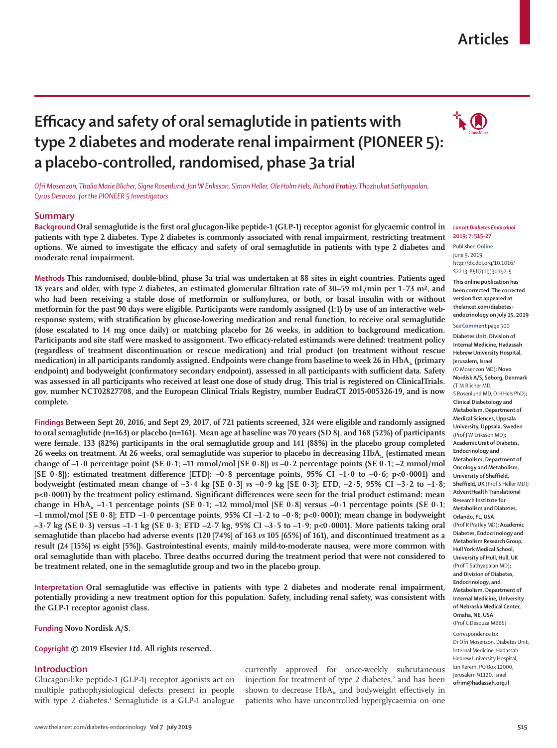Articles

# Efficacy and safety of oral semaglutide in patients with type 2 diabetes and moderate renal impairment (PIONEER 5): a placebo-controlled, randomised, phase 3a trial

*Ofri Mosenzon, Thalia Marie Blicher, Signe Rosenlund, Jan W Eriksson, Simon Heller, Ole Holm Hels, Richard Pratley, Thozhukat Sathyapalan, Cyrus Desouza, for the PIONEER 5 Investigators*

## Summary

**Background** Oral semaglutide is the first oral glucagon-like peptide-1 (GLP-1) receptor agonist for glycaemic control in patients with type 2 diabetes. Type 2 diabetes is commonly associated with renal impairment, restricting treatment options. We aimed to investigate the efficacy and safety of oral semaglutide in patients with type 2 diabetes and moderate renal impairment.

**Methods** This randomised, double-blind, phase 3a trial was undertaken at 88 sites in eight countries. Patients aged 18 years and older, with type 2 diabetes, an estimated glomerular filtration rate of 30–59 mL/min per 1·73 m², and who had been receiving a stable dose of metformin or sulfonylurea, or both, or basal insulin with or without metformin for the past 90 days were eligible. Participants were randomly assigned (1:1) by use of an interactive web-response system, with stratification by glucose-lowering medication and renal function, to receive oral semaglutide (dose escalated to 14 mg once daily) or matching placebo for 26 weeks, in addition to background medication. Participants and site staff were masked to assignment. Two efficacy-related estimands were defined: treatment policy (regardless of treatment discontinuation or rescue medication) and trial product (on treatment without rescue medication) in all participants randomly assigned. Endpoints were change from baseline to week 26 in $HbA_{1c}$ (primary endpoint) and bodyweight (confirmatory secondary endpoint), assessed in all participants with sufficient data. Safety was assessed in all participants who received at least one dose of study drug. This trial is registered on ClinicalTrials.gov, number NCT02827708, and the European Clinical Trials Registry, number EudraCT 2015-005326-19, and is now complete.

**Findings** Between Sept 20, 2016, and Sept 29, 2017, of 721 patients screened, 324 were eligible and randomly assigned to oral semaglutide (n=163) or placebo (n=161). Mean age at baseline was 70 years (SD 8), and 168 (52%) of participants were female. 133 (82%) participants in the oral semaglutide group and 141 (88%) in the placebo group completed 26 weeks on treatment. At 26 weeks, oral semaglutide was superior to placebo in decreasing $HbA_{1c}$ (estimated mean change of –1·0 percentage point (SE 0·1; –11 mmol/mol [SE 0·8]) *vs* –0·2 percentage points (SE 0·1; –2 mmol/mol [SE 0·8]); estimated treatment difference [ETD]: –0·8 percentage points, 95% CI –1·0 to –0·6; p<0·0001) and bodyweight (estimated mean change of –3·4 kg [SE 0·3] *vs* –0·9 kg [SE 0·3]; ETD, –2·5, 95% CI –3·2 to –1·8; p<0·0001) by the treatment policy estimand. Significant differences were seen for the trial product estimand: mean change in $HbA_{1c}$ –1·1 percentage points (SE 0·1; –12 mmol/mol [SE 0·8] versus –0·1 percentage points (SE 0·1; –1 mmol/mol [SE 0·8]; ETD –1·0 percentage points, 95% CI –1·2 to –0·8; p<0·0001); mean change in bodyweight –3·7 kg (SE 0·3) versus –1·1 kg (SE 0·3; ETD –2·7 kg, 95% CI –3·5 to –1·9; p<0·0001). More patients taking oral semaglutide than placebo had adverse events (120 [74%] of 163 *vs* 105 [65%] of 161), and discontinued treatment as a result (24 [15%] *vs* eight [5%]). Gastrointestinal events, mainly mild-to-moderate nausea, were more common with oral semaglutide than with placebo. Three deaths occurred during the treatment period that were not considered to be treatment related, one in the semaglutide group and two in the placebo group.

**Interpretation** Oral semaglutide was effective in patients with type 2 diabetes and moderate renal impairment, potentially providing a new treatment option for this population. Safety, including renal safety, was consistent with the GLP-1 receptor agonist class.

**Funding** Novo Nordisk A/S.

**Copyright** © 2019 Elsevier Ltd. All rights reserved.

*Lancet Diabetes Endocrinol* 2019; 7: 515–27

Published **Online** June 9, 2019 http://dx.doi.org/10.1016/S2213-8587(19)30192-5

**This online publication has been corrected. The corrected version first appeared at thelancet.com/diabetes-endocrinology on July 15, 2019**

See **Comment** page 500

**Diabetes Unit, Division of Internal Medicine, Hadassah Hebrew University Hospital, Jerusalem, Israel** (O Mosenzon MD)**; Novo Nordisk A/S, Søborg, Denmark** (T M Blicher MD, S Rosenlund MD, O H Hels PhD)**; Clinical Diabetology and Metabolism, Department of Medical Sciences, Uppsala University, Uppsala, Sweden** (Prof J W Eriksson MD)**; Academic Unit of Diabetes, Endocrinology and Metabolism, Department of Oncology and Metabolism, University of Sheffield, Sheffield, UK** (Prof S Heller MD)**; AdventHealth Translational Research Institute for Metabolism and Diabetes, Orlando, FL, USA** (Prof R Pratley MD)**; Academic Diabetes, Endocrinology and Metabolism Research Group, Hull York Medical School, University of Hull, Hull, UK** (Prof T Sathyapalan MD)**; and Division of Diabetes, Endocrinology, and Metabolism, Department of Internal Medicine, University of Nebraska Medical Center, Omaha, NE, USA** (Prof C Desouza MBBS)

Correspondence to: Dr Ofri Mosenzon, Diabetes Unit, Internal Medicine, Hadassah Hebrew University Hospital, Ein Kerem, PO Box 12000, Jerusalem 91120, Israel **ofrim@hadassah.org.il**

## Introduction

Glucagon-like peptide-1 (GLP-1) receptor agonists act on multiple pathophysiological defects present in people with type 2 diabetes.[1] Semaglutide is a GLP-1 analogue currently approved for once-weekly subcutaneous injection for treatment of type 2 diabetes,[2] and has been shown to decrease $HbA_{1c}$ and bodyweight effectively in patients who have uncontrolled hyperglycaemia on one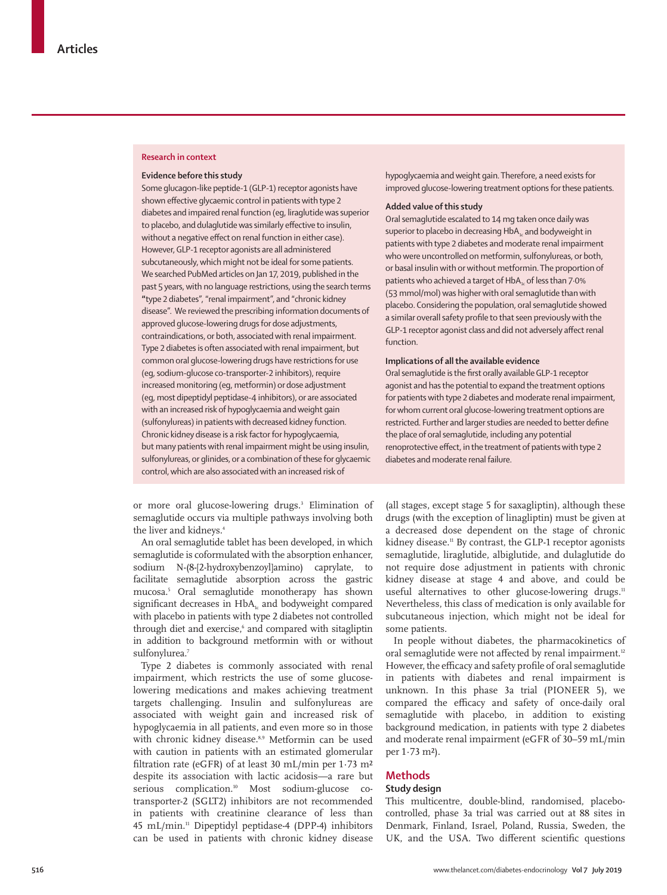## Research in context

### Evidence before this study

Some glucagon-like peptide-1 (GLP-1) receptor agonists have shown effective glycaemic control in patients with type 2 diabetes and impaired renal function (eg, liraglutide was superior to placebo, and dulaglutide was similarly effective to insulin, without a negative effect on renal function in either case). However, GLP-1 receptor agonists are all administered subcutaneously, which might not be ideal for some patients. We searched PubMed articles on Jan 17, 2019, published in the past 5 years, with no language restrictions, using the search terms "type 2 diabetes", "renal impairment", and "chronic kidney disease". We reviewed the prescribing information documents of approved glucose-lowering drugs for dose adjustments, contraindications, or both, associated with renal impairment. Type 2 diabetes is often associated with renal impairment, but common oral glucose-lowering drugs have restrictions for use (eg, sodium-glucose co-transporter-2 inhibitors), require increased monitoring (eg, metformin) or dose adjustment (eg, most dipeptidyl peptidase-4 inhibitors), or are associated with an increased risk of hypoglycaemia and weight gain (sulfonylureas) in patients with decreased kidney function. Chronic kidney disease is a risk factor for hypoglycaemia, but many patients with renal impairment might be using insulin, sulfonylureas, or glinides, or a combination of these for glycaemic control, which are also associated with an increased risk of hypoglycaemia and weight gain. Therefore, a need exists for improved glucose-lowering treatment options for these patients.

### Added value of this study

Oral semaglutide escalated to 14 mg taken once daily was superior to placebo in decreasing $HbA_{1c}$ and bodyweight in patients with type 2 diabetes and moderate renal impairment who were uncontrolled on metformin, sulfonylureas, or both, or basal insulin with or without metformin. The proportion of patients who achieved a target of $HbA_{1c}$ of less than 7·0% (53 mmol/mol) was higher with oral semaglutide than with placebo. Considering the population, oral semaglutide showed a similar overall safety profile to that seen previously with the GLP-1 receptor agonist class and did not adversely affect renal function.

### Implications of all the available evidence

Oral semaglutide is the first orally available GLP-1 receptor agonist and has the potential to expand the treatment options for patients with type 2 diabetes and moderate renal impairment, for whom current oral glucose-lowering treatment options are restricted. Further and larger studies are needed to better define the place of oral semaglutide, including any potential renoprotective effect, in the treatment of patients with type 2 diabetes and moderate renal failure.

or more oral glucose-lowering drugs.[3] Elimination of semaglutide occurs via multiple pathways involving both the liver and kidneys.[4]

An oral semaglutide tablet has been developed, in which semaglutide is coformulated with the absorption enhancer, sodium N-(8-[2-hydroxybenzoyl]amino) caprylate, to facilitate semaglutide absorption across the gastric mucosa.[5] Oral semaglutide monotherapy has shown significant decreases in $HbA_{1c}$ and bodyweight compared with placebo in patients with type 2 diabetes not controlled through diet and exercise,[6] and compared with sitagliptin in addition to background metformin with or without sulfonylurea.[7]

Type 2 diabetes is commonly associated with renal impairment, which restricts the use of some glucose-lowering medications and makes achieving treatment targets challenging. Insulin and sulfonylureas are associated with weight gain and increased risk of hypoglycaemia in all patients, and even more so in those with chronic kidney disease.[8,9] Metformin can be used with caution in patients with an estimated glomerular filtration rate (eGFR) of at least 30 mL/min per 1·73 m² despite its association with lactic acidosis—a rare but serious complication.[10] Most sodium-glucose co-transporter-2 (SGLT2) inhibitors are not recommended in patients with creatinine clearance of less than 45 mL/min.[11] Dipeptidyl peptidase-4 (DPP-4) inhibitors can be used in patients with chronic kidney disease (all stages, except stage 5 for saxagliptin), although these drugs (with the exception of linagliptin) must be given at a decreased dose dependent on the stage of chronic kidney disease.[11] By contrast, the GLP-1 receptor agonists semaglutide, liraglutide, albiglutide, and dulaglutide do not require dose adjustment in patients with chronic kidney disease at stage 4 and above, and could be useful alternatives to other glucose-lowering drugs.[11] Nevertheless, this class of medication is only available for subcutaneous injection, which might not be ideal for some patients.

In people without diabetes, the pharmacokinetics of oral semaglutide were not affected by renal impairment.[12] However, the efficacy and safety profile of oral semaglutide in patients with diabetes and renal impairment is unknown. In this phase 3a trial (PIONEER 5), we compared the efficacy and safety of once-daily oral semaglutide with placebo, in addition to existing background medication, in patients with type 2 diabetes and moderate renal impairment (eGFR of 30–59 mL/min per 1·73 m²).

## Methods

### Study design

This multicentre, double-blind, randomised, placebo-controlled, phase 3a trial was carried out at 88 sites in Denmark, Finland, Israel, Poland, Russia, Sweden, the UK, and the USA. Two different scientific questions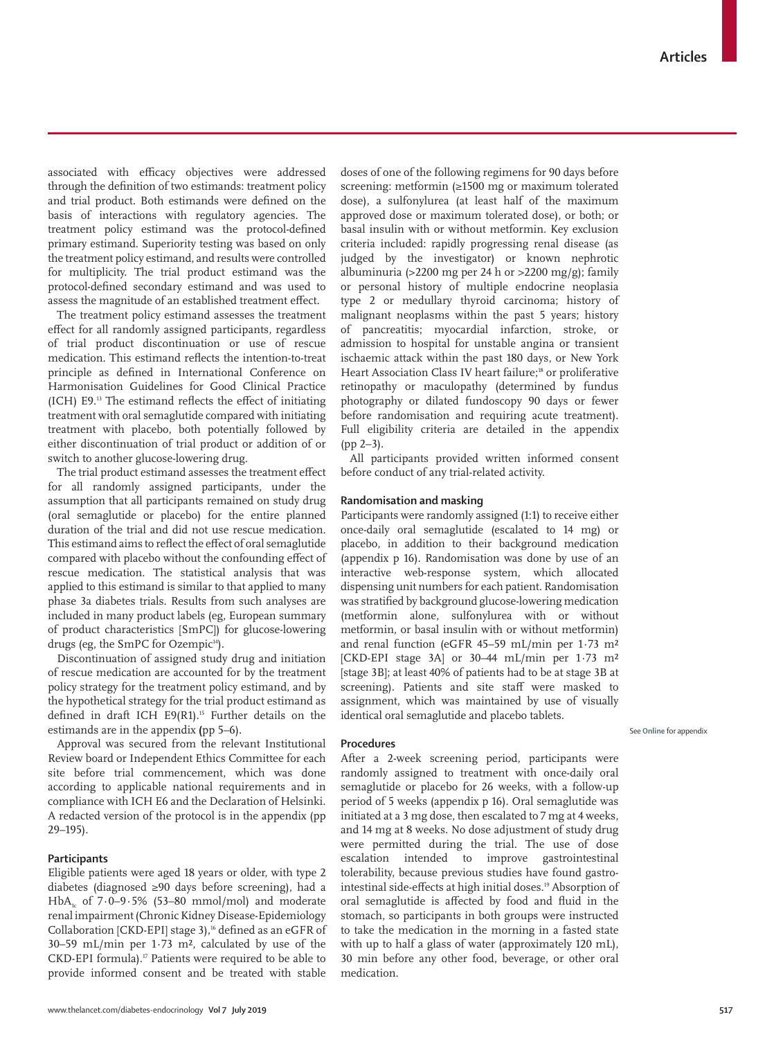associated with efficacy objectives were addressed through the definition of two estimands: treatment policy and trial product. Both estimands were defined on the basis of interactions with regulatory agencies. The treatment policy estimand was the protocol-defined primary estimand. Superiority testing was based on only the treatment policy estimand, and results were controlled for multiplicity. The trial product estimand was the protocol-defined secondary estimand and was used to assess the magnitude of an established treatment effect.

The treatment policy estimand assesses the treatment effect for all randomly assigned participants, regardless of trial product discontinuation or use of rescue medication. This estimand reflects the intention-to-treat principle as defined in International Conference on Harmonisation Guidelines for Good Clinical Practice (ICH) E9.[13] The estimand reflects the effect of initiating treatment with oral semaglutide compared with initiating treatment with placebo, both potentially followed by either discontinuation of trial product or addition of or switch to another glucose-lowering drug.

The trial product estimand assesses the treatment effect for all randomly assigned participants, under the assumption that all participants remained on study drug (oral semaglutide or placebo) for the entire planned duration of the trial and did not use rescue medication. This estimand aims to reflect the effect of oral semaglutide compared with placebo without the confounding effect of rescue medication. The statistical analysis that was applied to this estimand is similar to that applied to many phase 3a diabetes trials. Results from such analyses are included in many product labels (eg, European summary of product characteristics [SmPC]) for glucose-lowering drugs (eg, the SmPC for Ozempic[14]).

Discontinuation of assigned study drug and initiation of rescue medication are accounted for by the treatment policy strategy for the treatment policy estimand, and by the hypothetical strategy for the trial product estimand as defined in draft ICH E9(R1).[15] Further details on the estimands are in the appendix (pp 5–6).

Approval was secured from the relevant Institutional Review board or Independent Ethics Committee for each site before trial commencement, which was done according to applicable national requirements and in compliance with ICH E6 and the Declaration of Helsinki. A redacted version of the protocol is in the appendix (pp 29–195).

## Participants

Eligible patients were aged 18 years or older, with type 2 diabetes (diagnosed ≥90 days before screening), had a $HbA_{1c}$ of 7·0–9·5% (53–80 mmol/mol) and moderate renal impairment (Chronic Kidney Disease-Epidemiology Collaboration [CKD-EPI] stage 3),[16] defined as an eGFR of 30–59 mL/min per 1·73 m², calculated by use of the CKD-EPI formula).[17] Patients were required to be able to provide informed consent and be treated with stable doses of one of the following regimens for 90 days before screening: metformin (≥1500 mg or maximum tolerated dose), a sulfonylurea (at least half of the maximum approved dose or maximum tolerated dose), or both; or basal insulin with or without metformin. Key exclusion criteria included: rapidly progressing renal disease (as judged by the investigator) or known nephrotic albuminuria (>2200 mg per 24 h or >2200 mg/g); family or personal history of multiple endocrine neoplasia type 2 or medullary thyroid carcinoma; history of malignant neoplasms within the past 5 years; history of pancreatitis; myocardial infarction, stroke, or admission to hospital for unstable angina or transient ischaemic attack within the past 180 days, or New York Heart Association Class IV heart failure;[18] or proliferative retinopathy or maculopathy (determined by fundus photography or dilated fundoscopy 90 days or fewer before randomisation and requiring acute treatment). Full eligibility criteria are detailed in the appendix (pp 2–3).

All participants provided written informed consent before conduct of any trial-related activity.

## Randomisation and masking

Participants were randomly assigned (1:1) to receive either once-daily oral semaglutide (escalated to 14 mg) or placebo, in addition to their background medication (appendix p 16). Randomisation was done by use of an interactive web-response system, which allocated dispensing unit numbers for each patient. Randomisation was stratified by background glucose-lowering medication (metformin alone, sulfonylurea with or without metformin, or basal insulin with or without metformin) and renal function (eGFR 45–59 mL/min per 1·73 m² [CKD-EPI stage 3A] or 30–44 mL/min per 1·73 m² [stage 3B]; at least 40% of patients had to be at stage 3B at screening). Patients and site staff were masked to assignment, which was maintained by use of visually identical oral semaglutide and placebo tablets.

See Online for appendix

## Procedures

After a 2-week screening period, participants were randomly assigned to treatment with once-daily oral semaglutide or placebo for 26 weeks, with a follow-up period of 5 weeks (appendix p 16). Oral semaglutide was initiated at a 3 mg dose, then escalated to 7 mg at 4 weeks, and 14 mg at 8 weeks. No dose adjustment of study drug were permitted during the trial. The use of dose escalation intended to improve gastrointestinal tolerability, because previous studies have found gastrointestinal side-effects at high initial doses.[19] Absorption of oral semaglutide is affected by food and fluid in the stomach, so participants in both groups were instructed to take the medication in the morning in a fasted state with up to half a glass of water (approximately 120 mL), 30 min before any other food, beverage, or other oral medication.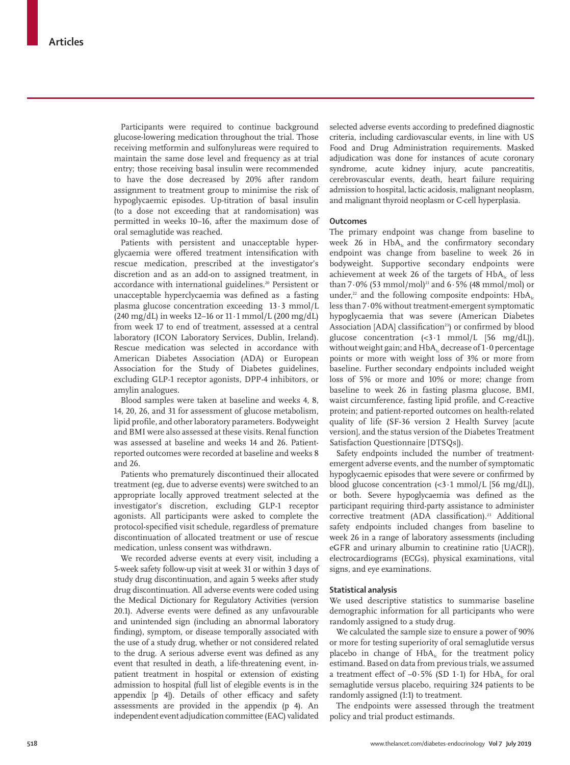Participants were required to continue background glucose-lowering medication throughout the trial. Those receiving metformin and sulfonylureas were required to maintain the same dose level and frequency as at trial entry; those receiving basal insulin were recommended to have the dose decreased by 20% after random assignment to treatment group to minimise the risk of hypoglycaemic episodes. Up-titration of basal insulin (to a dose not exceeding that at randomisation) was permitted in weeks 10–16, after the maximum dose of oral semaglutide was reached.

Patients with persistent and unacceptable hyperglycaemia were offered treatment intensification with rescue medication, prescribed at the investigator's discretion and as an add-on to assigned treatment, in accordance with international guidelines.[20] Persistent or unacceptable hyperclycaemia was defined as a fasting plasma glucose concentration exceeding 13·3 mmol/L (240 mg/dL) in weeks 12–16 or 11·1 mmol/L (200 mg/dL) from week 17 to end of treatment, assessed at a central laboratory (ICON Laboratory Services, Dublin, Ireland). Rescue medication was selected in accordance with American Diabetes Association (ADA) or European Association for the Study of Diabetes guidelines, excluding GLP-1 receptor agonists, DPP-4 inhibitors, or amylin analogues.

Blood samples were taken at baseline and weeks 4, 8, 14, 20, 26, and 31 for assessment of glucose metabolism, lipid profile, and other laboratory parameters. Bodyweight and BMI were also assessed at these visits. Renal function was assessed at baseline and weeks 14 and 26. Patient-reported outcomes were recorded at baseline and weeks 8 and 26.

Patients who prematurely discontinued their allocated treatment (eg, due to adverse events) were switched to an appropriate locally approved treatment selected at the investigator's discretion, excluding GLP-1 receptor agonists. All participants were asked to complete the protocol-specified visit schedule, regardless of premature discontinuation of allocated treatment or use of rescue medication, unless consent was withdrawn.

We recorded adverse events at every visit, including a 5-week safety follow-up visit at week 31 or within 3 days of study drug discontinuation, and again 5 weeks after study drug discontinuation. All adverse events were coded using the Medical Dictionary for Regulatory Activities (version 20.1). Adverse events were defined as any unfavourable and unintended sign (including an abnormal laboratory finding), symptom, or disease temporally associated with the use of a study drug, whether or not considered related to the drug. A serious adverse event was defined as any event that resulted in death, a life-threatening event, in-patient treatment in hospital or extension of existing admission to hospital (full list of elegible events is in the appendix [p 4]). Details of other efficacy and safety assessments are provided in the appendix (p 4). An independent event adjudication committee (EAC) validated selected adverse events according to predefined diagnostic criteria, including cardiovascular events, in line with US Food and Drug Administration requirements. Masked adjudication was done for instances of acute coronary syndrome, acute kidney injury, acute pancreatitis, cerebrovascular events, death, heart failure requiring admission to hospital, lactic acidosis, malignant neoplasm, and malignant thyroid neoplasm or C-cell hyperplasia.

## Outcomes

The primary endpoint was change from baseline to week 26 in $HbA_{1c}$ and the confirmatory secondary endpoint was change from baseline to week 26 in bodyweight. Supportive secondary endpoints were achievement at week 26 of the targets of $HbA_{1c}$ of less than 7·0% (53 mmol/mol)[21] and 6·5% (48 mmol/mol) or under,[22] and the following composite endpoints: $HbA_{1c}$ less than 7·0% without treatment-emergent symptomatic hypoglycaemia that was severe (American Diabetes Association [ADA] classification[23]) or confirmed by blood glucose concentration (<3·1 mmol/L [56 mg/dL]), without weight gain; and $HbA_{1c}$ decrease of 1·0 percentage points or more with weight loss of 3% or more from baseline. Further secondary endpoints included weight loss of 5% or more and 10% or more; change from baseline to week 26 in fasting plasma glucose, BMI, waist circumference, fasting lipid profile, and C-reactive protein; and patient-reported outcomes on health-related quality of life (SF-36 version 2 Health Survey [acute version], and the status version of the Diabetes Treatment Satisfaction Questionnaire [DTSQs]).

Safety endpoints included the number of treatment-emergent adverse events, and the number of symptomatic hypoglycaemic episodes that were severe or confirmed by blood glucose concentration (<3·1 mmol/L [56 mg/dL]), or both. Severe hypoglycaemia was defined as the participant requiring third-party assistance to administer corrective treatment (ADA classification).[23] Additional safety endpoints included changes from baseline to week 26 in a range of laboratory assessments (including eGFR and urinary albumin to creatinine ratio [UACR]), electrocardiograms (ECGs), physical examinations, vital signs, and eye examinations.

## Statistical analysis

We used descriptive statistics to summarise baseline demographic information for all participants who were randomly assigned to a study drug.

We calculated the sample size to ensure a power of 90% or more for testing superiority of oral semaglutide versus placebo in change of $HbA_{1c}$ for the treatment policy estimand. Based on data from previous trials, we assumed a treatment effect of –0·5% (SD 1·1) for $HbA_{1c}$ for oral semaglutide versus placebo, requiring 324 patients to be randomly assigned (1:1) to treatment.

The endpoints were assessed through the treatment policy and trial product estimands.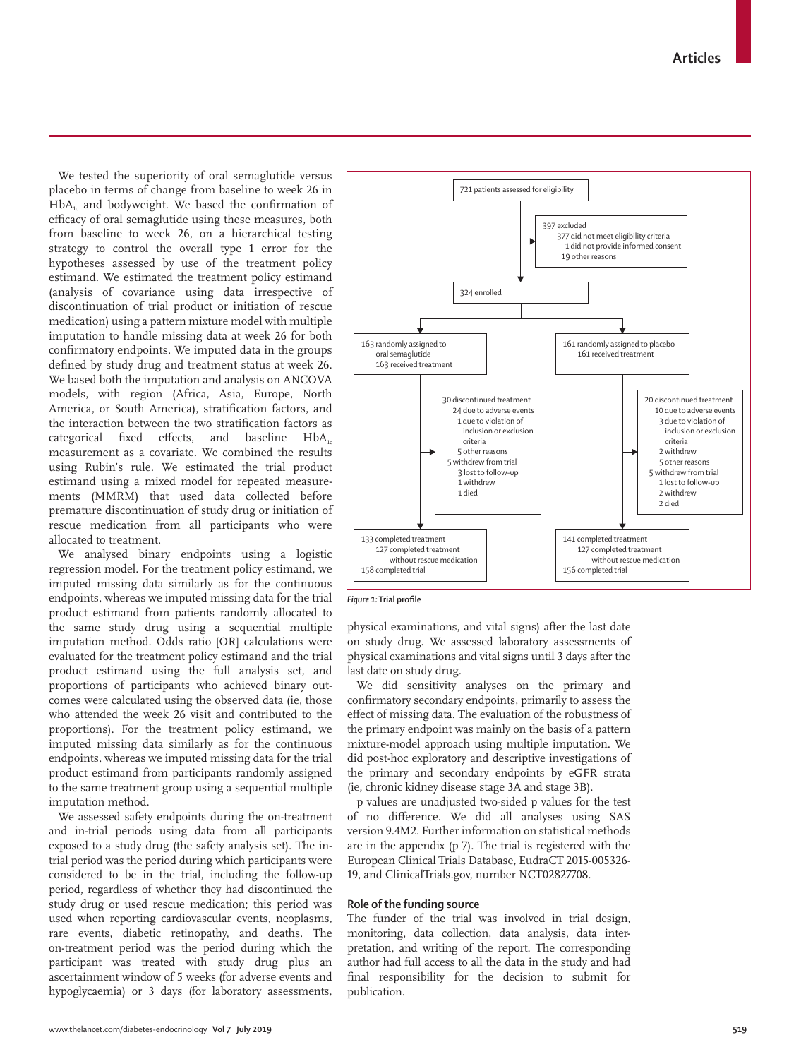We tested the superiority of oral semaglutide versus placebo in terms of change from baseline to week 26 in $HbA_{1c}$ and bodyweight. We based the confirmation of efficacy of oral semaglutide using these measures, both from baseline to week 26, on a hierarchical testing strategy to control the overall type 1 error for the hypotheses assessed by use of the treatment policy estimand. We estimated the treatment policy estimand (analysis of covariance using data irrespective of discontinuation of trial product or initiation of rescue medication) using a pattern mixture model with multiple imputation to handle missing data at week 26 for both confirmatory endpoints. We imputed data in the groups defined by study drug and treatment status at week 26. We based both the imputation and analysis on ANCOVA models, with region (Africa, Asia, Europe, North America, or South America), stratification factors, and the interaction between the two stratification factors as categorical fixed effects, and baseline $HbA_{1c}$ measurement as a covariate. We combined the results using Rubin's rule. We estimated the trial product estimand using a mixed model for repeated measurements (MMRM) that used data collected before premature discontinuation of study drug or initiation of rescue medication from all participants who were allocated to treatment.

We analysed binary endpoints using a logistic regression model. For the treatment policy estimand, we imputed missing data similarly as for the continuous endpoints, whereas we imputed missing data for the trial product estimand from patients randomly allocated to the same study drug using a sequential multiple imputation method. Odds ratio [OR] calculations were evaluated for the treatment policy estimand and the trial product estimand using the full analysis set, and proportions of participants who achieved binary outcomes were calculated using the observed data (ie, those who attended the week 26 visit and contributed to the proportions). For the treatment policy estimand, we imputed missing data similarly as for the continuous endpoints, whereas we imputed missing data for the trial product estimand from participants randomly assigned to the same treatment group using a sequential multiple imputation method.

We assessed safety endpoints during the on-treatment and in-trial periods using data from all participants exposed to a study drug (the safety analysis set). The in-trial period was the period during which participants were considered to be in the trial, including the follow-up period, regardless of whether they had discontinued the study drug or used rescue medication; this period was used when reporting cardiovascular events, neoplasms, rare events, diabetic retinopathy, and deaths. The on-treatment period was the period during which the participant was treated with study drug plus an ascertainment window of 5 weeks (for adverse events and hypoglycaemia) or 3 days (for laboratory assessments, physical examinations, and vital signs) after the last date on study drug. We assessed laboratory assessments of physical examinations and vital signs until 3 days after the last date on study drug.

We did sensitivity analyses on the primary and confirmatory secondary endpoints, primarily to assess the effect of missing data. The evaluation of the robustness of the primary endpoint was mainly on the basis of a pattern mixture-model approach using multiple imputation. We did post-hoc exploratory and descriptive investigations of the primary and secondary endpoints by eGFR strata (ie, chronic kidney disease stage 3A and stage 3B).

p values are unadjusted two-sided p values for the test of no difference. We did all analyses using SAS version 9.4M2. Further information on statistical methods are in the appendix (p 7). The trial is registered with the European Clinical Trials Database, EudraCT 2015-005326-19, and ClinicalTrials.gov, number NCT02827708.

721 patients assessed for eligibility

397 excluded
377 did not meet eligibility criteria
1 did not provide informed consent
19 other reasons

324 enrolled

163 randomly assigned to oral semaglutide
163 received treatment

161 randomly assigned to placebo
161 received treatment

30 discontinued treatment
24 due to adverse events
1 due to violation of inclusion or exclusion criteria
5 other reasons
5 withdrew from trial
3 lost to follow-up
1 withdrew
1 died

20 discontinued treatment
10 due to adverse events
3 due to violation of inclusion or exclusion criteria
2 withdrew
5 other reasons
5 withdrew from trial
1 lost to follow-up
2 withdrew
2 died

133 completed treatment
127 completed treatment without rescue medication
158 completed trial

141 completed treatment
127 completed treatment without rescue medication
156 completed trial

*Figure 1:* **Trial profile**

## Role of the funding source

The funder of the trial was involved in trial design, monitoring, data collection, data analysis, data interpretation, and writing of the report. The corresponding author had full access to all the data in the study and had final responsibility for the decision to submit for publication.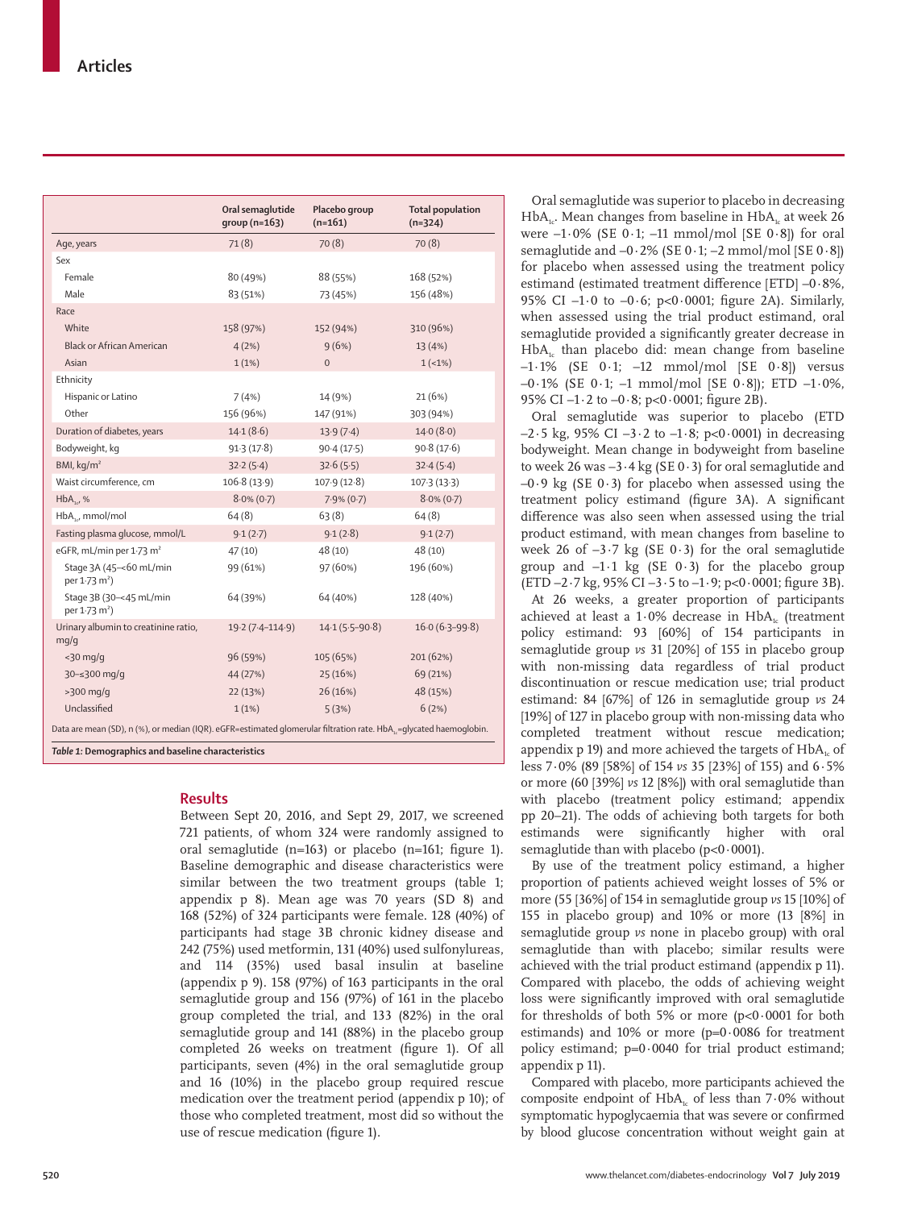| | Oral semaglutide group (n=163) | Placebo group (n=161) | Total population (n=324) |
|---|---|---|---|
| Age, years | 71 (8) | 70 (8) | 70 (8) |
| Sex | | | |
| Female | 80 (49%) | 88 (55%) | 168 (52%) |
| Male | 83 (51%) | 73 (45%) | 156 (48%) |
| Race | | | |
| White | 158 (97%) | 152 (94%) | 310 (96%) |
| Black or African American | 4 (2%) | 9 (6%) | 13 (4%) |
| Asian | 1 (1%) | 0 | 1 (<1%) |
| Ethnicity | | | |
| Hispanic or Latino | 7 (4%) | 14 (9%) | 21 (6%) |
| Other | 156 (96%) | 147 (91%) | 303 (94%) |
| Duration of diabetes, years | 14·1 (8·6) | 13·9 (7·4) | 14·0 (8·0) |
| Bodyweight, kg | 91·3 (17·8) | 90·4 (17·5) | 90·8 (17·6) |
| BMI, $kg/m^2$ | 32·2 (5·4) | 32·6 (5·5) | 32·4 (5·4) |
| Waist circumference, cm | 106·8 (13·9) | 107·9 (12·8) | 107·3 (13·3) |
| $HbA_{1c}$, % | 8·0% (0·7) | 7·9% (0·7) | 8·0% (0·7) |
| $HbA_{1c}$, mmol/mol | 64 (8) | 63 (8) | 64 (8) |
| Fasting plasma glucose, mmol/L | 9·1 (2·7) | 9·1 (2·8) | 9·1 (2·7) |
| eGFR, mL/min per 1·73 $m^2$ | 47 (10) | 48 (10) | 48 (10) |
| Stage 3A (45–<60 mL/min per 1·73 $m^2$) | 99 (61%) | 97 (60%) | 196 (60%) |
| Stage 3B (30–<45 mL/min per 1·73 $m^2$) | 64 (39%) | 64 (40%) | 128 (40%) |
| Urinary albumin to creatinine ratio, mg/g | 19·2 (7·4–114·9) | 14·1 (5·5–90·8) | 16·0 (6·3–99·8) |
| <30 mg/g | 96 (59%) | 105 (65%) | 201 (62%) |
| 30–≤300 mg/g | 44 (27%) | 25 (16%) | 69 (21%) |
| >300 mg/g | 22 (13%) | 26 (16%) | 48 (15%) |
| Unclassified | 1 (1%) | 5 (3%) | 6 (2%) |

Data are mean (SD), n (%), or median (IQR). eGFR=estimated glomerular filtration rate. $HbA_{1c}$=glycated haemoglobin.

*Table 1:* **Demographics and baseline characteristics**

## Results

Between Sept 20, 2016, and Sept 29, 2017, we screened 721 patients, of whom 324 were randomly assigned to oral semaglutide (n=163) or placebo (n=161; figure 1). Baseline demographic and disease characteristics were similar between the two treatment groups (table 1; appendix p 8). Mean age was 70 years (SD 8) and 168 (52%) of 324 participants were female. 128 (40%) of participants had stage 3B chronic kidney disease and 242 (75%) used metformin, 131 (40%) used sulfonylureas, and 114 (35%) used basal insulin at baseline (appendix p 9). 158 (97%) of 163 participants in the oral semaglutide group and 156 (97%) of 161 in the placebo group completed the trial, and 133 (82%) in the oral semaglutide group and 141 (88%) in the placebo group completed 26 weeks on treatment (figure 1). Of all participants, seven (4%) in the oral semaglutide group and 16 (10%) in the placebo group required rescue medication over the treatment period (appendix p 10); of those who completed treatment, most did so without the use of rescue medication (figure 1).

Oral semaglutide was superior to placebo in decreasing $HbA_{1c}$. Mean changes from baseline in $HbA_{1c}$ at week 26 were –1·0% (SE 0·1; –11 mmol/mol [SE 0·8]) for oral semaglutide and –0·2% (SE 0·1; –2 mmol/mol [SE 0·8]) for placebo when assessed using the treatment policy estimand (estimated treatment difference [ETD] –0·8%, 95% CI –1·0 to –0·6; p<0·0001; figure 2A). Similarly, when assessed using the trial product estimand, oral semaglutide provided a significantly greater decrease in $HbA_{1c}$ than placebo did: mean change from baseline –1·1% (SE 0·1; –12 mmol/mol [SE 0·8]) versus –0·1% (SE 0·1; –1 mmol/mol [SE 0·8]); ETD –1·0%, 95% CI –1·2 to –0·8; p<0·0001; figure 2B).

Oral semaglutide was superior to placebo (ETD –2·5 kg, 95% CI –3·2 to –1·8; p<0·0001) in decreasing bodyweight. Mean change in bodyweight from baseline to week 26 was –3·4 kg (SE 0·3) for oral semaglutide and –0·9 kg (SE 0·3) for placebo when assessed using the treatment policy estimand (figure 3A). A significant difference was also seen when assessed using the trial product estimand, with mean changes from baseline to week 26 of –3·7 kg (SE 0·3) for the oral semaglutide group and –1·1 kg (SE 0·3) for the placebo group (ETD –2·7 kg, 95% CI –3·5 to –1·9; p<0·0001; figure 3B).

At 26 weeks, a greater proportion of participants achieved at least a 1·0% decrease in $HbA_{1c}$ (treatment policy estimand: 93 [60%] of 154 participants in semaglutide group *vs* 31 [20%] of 155 in placebo group with non-missing data regardless of trial product discontinuation or rescue medication use; trial product estimand: 84 [67%] of 126 in semaglutide group *vs* 24 [19%] of 127 in placebo group with non-missing data who completed treatment without rescue medication; appendix p 19) and more achieved the targets of $HbA_{1c}$ of less 7·0% (89 [58%] of 154 *vs* 35 [23%] of 155) and 6·5% or more (60 [39%] *vs* 12 [8%]) with oral semaglutide than with placebo (treatment policy estimand; appendix pp 20–21). The odds of achieving both targets for both estimands were significantly higher with oral semaglutide than with placebo (p<0·0001).

By use of the treatment policy estimand, a higher proportion of patients achieved weight losses of 5% or more (55 [36%] of 154 in semaglutide group *vs* 15 [10%] of 155 in placebo group) and 10% or more (13 [8%] in semaglutide group *vs* none in placebo group) with oral semaglutide than with placebo; similar results were achieved with the trial product estimand (appendix p 11). Compared with placebo, the odds of achieving weight loss were significantly improved with oral semaglutide for thresholds of both 5% or more (p<0·0001 for both estimands) and 10% or more (p=0·0086 for treatment policy estimand; p=0·0040 for trial product estimand; appendix p 11).

Compared with placebo, more participants achieved the composite endpoint of $HbA_{1c}$ of less than 7·0% without symptomatic hypoglycaemia that was severe or confirmed by blood glucose concentration without weight gain at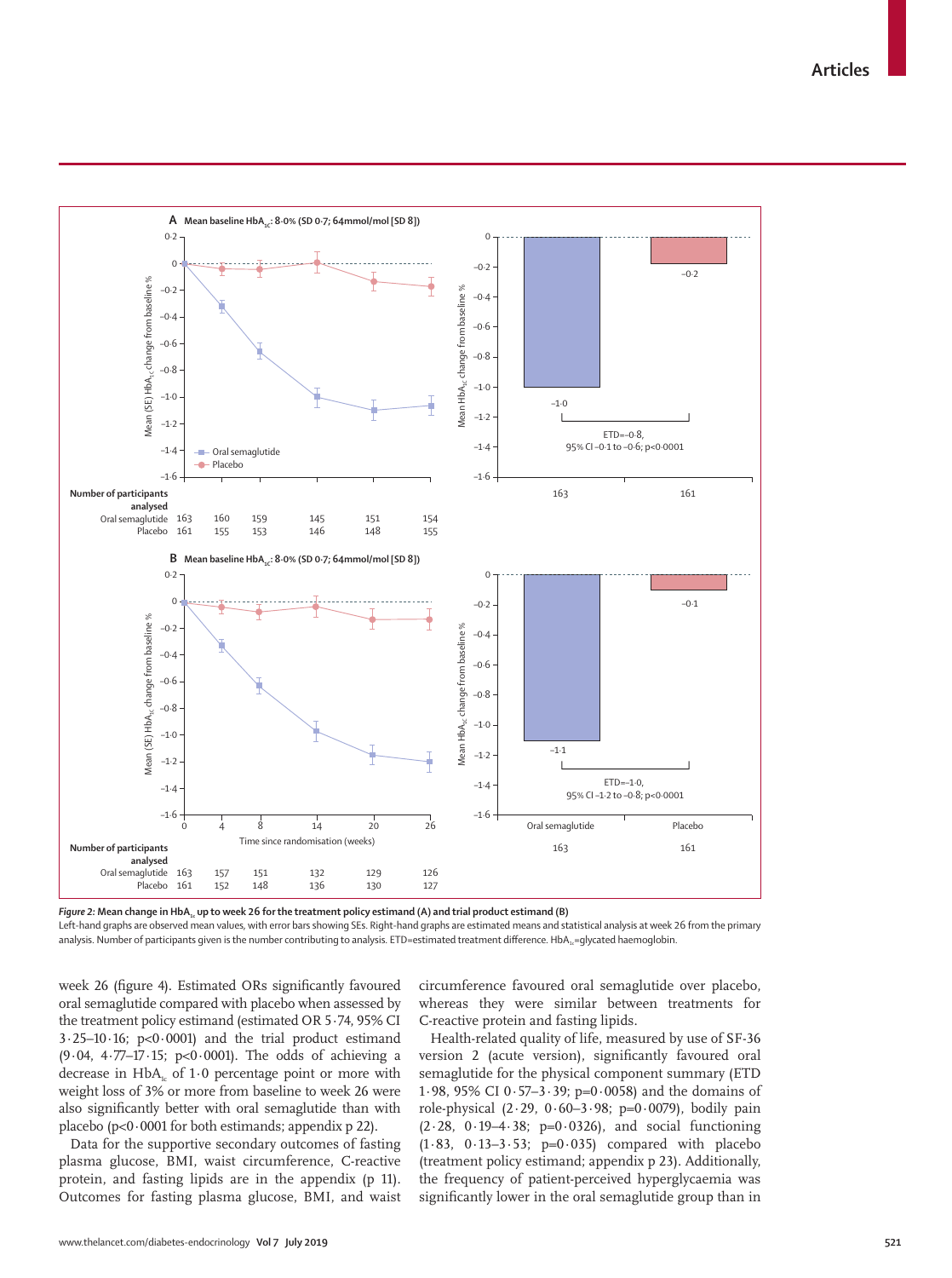A Mean baseline $HbA_{1c}$: 8·0% (SD 0·7; 64mmol/mol [SD 8])

Mean (SE) $HbA_{1c}$ change from baseline %

Oral semaglutide
Placebo

Mean $HbA_{1c}$ change from baseline %

−1·0
−0·2
ETD=−0·8, 95% CI −0·1 to −0·6; p<0·0001

Number of participants analysed
Oral semaglutide 163 160 159 145 151 154
Placebo 161 155 153 146 148 155

163 161

B Mean baseline $HbA_{1c}$: 8·0% (SD 0·7; 64mmol/mol [SD 8])

Mean (SE) $HbA_{1c}$ change from baseline %

Time since randomisation (weeks)

Mean $HbA_{1c}$ change from baseline %

−1·1
−0·1
ETD=−1·0, 95% CI −1·2 to −0·8; p<0·0001

Oral semaglutide Placebo

Number of participants analysed
Oral semaglutide 163 157 151 132 129 126
Placebo 161 152 148 136 130 127

163 161

***Figure 2:*** **Mean change in $HbA_{1c}$ up to week 26 for the treatment policy estimand (A) and trial product estimand (B)**
Left-hand graphs are observed mean values, with error bars showing SEs. Right-hand graphs are estimated means and statistical analysis at week 26 from the primary analysis. Number of participants given is the number contributing to analysis. ETD=estimated treatment difference. $HbA_{1c}$=glycated haemoglobin.

week 26 (figure 4). Estimated ORs significantly favoured oral semaglutide compared with placebo when assessed by the treatment policy estimand (estimated OR 5·74, 95% CI 3·25–10·16; p<0·0001) and the trial product estimand (9·04, 4·77–17·15; p<0·0001). The odds of achieving a decrease in $HbA_{1c}$ of 1·0 percentage point or more with weight loss of 3% or more from baseline to week 26 were also significantly better with oral semaglutide than with placebo (p<0·0001 for both estimands; appendix p 22).

Data for the supportive secondary outcomes of fasting plasma glucose, BMI, waist circumference, C-reactive protein, and fasting lipids are in the appendix (p 11). Outcomes for fasting plasma glucose, BMI, and waist circumference favoured oral semaglutide over placebo, whereas they were similar between treatments for C-reactive protein and fasting lipids.

Health-related quality of life, measured by use of SF-36 version 2 (acute version), significantly favoured oral semaglutide for the physical component summary (ETD 1·98, 95% CI 0·57–3·39; p=0·0058) and the domains of role-physical (2·29, 0·60–3·98; p=0·0079), bodily pain (2·28, 0·19–4·38; p=0·0326), and social functioning (1·83, 0·13–3·53; p=0·035) compared with placebo (treatment policy estimand; appendix p 23). Additionally, the frequency of patient-perceived hyperglycaemia was significantly lower in the oral semaglutide group than in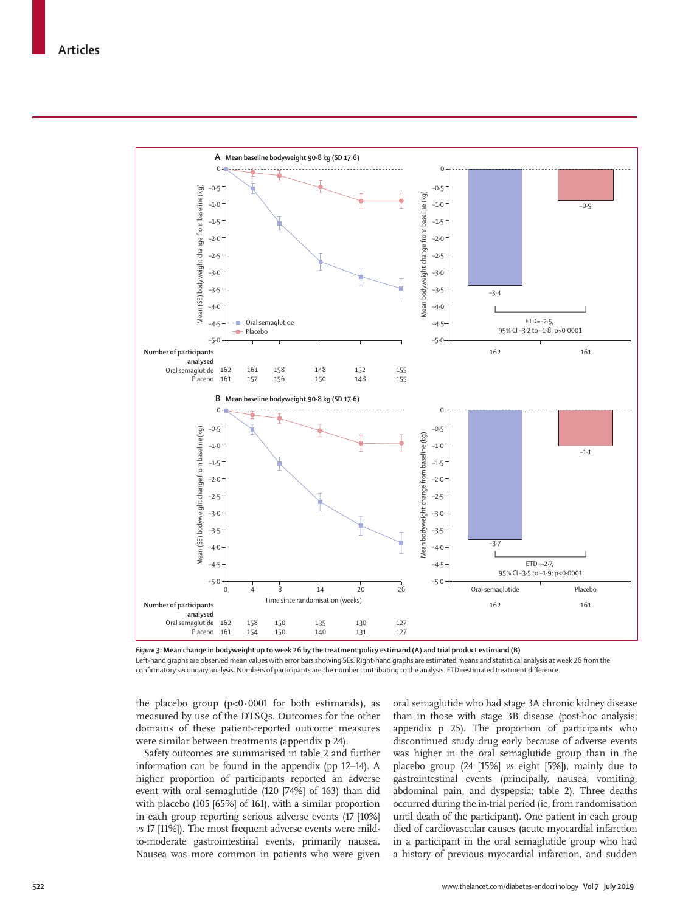**A** Mean baseline bodyweight 90·8 kg (SD 17·6)

Mean (SE) bodyweight change from baseline (kg)

0
−0·5
−1·0
−1·5
−2·0
−2·5
−3·0
−3·5
−4·0
−4·5
−5·0

Oral semaglutide
Placebo

Mean bodyweight change from baseline (kg)

−0·9
−3·4

ETD=−2·5,
95% CI −3·2 to −1·8; p<0·0001

Number of participants analysed
Oral semaglutide 162 161 158 148 152 155
Placebo 161 157 156 150 148 155

162 161

**B** Mean baseline bodyweight 90·8 kg (SD 17·6)

Mean (SE) bodyweight change from baseline (kg)

Mean bodyweight change from baseline (kg)

−1·1
−3·7

ETD=−2·7,
95% CI −3·5 to −1·9; p<0·0001

0 4 8 14 20 26
Time since randomisation (weeks)

Oral semaglutide Placebo

Number of participants analysed
Oral semaglutide 162 158 150 135 130 127
Placebo 161 154 150 140 131 127

162 161

*Figure 3:* **Mean change in bodyweight up to week 26 by the treatment policy estimand (A) and trial product estimand (B)**
Left-hand graphs are observed mean values with error bars showing SEs. Right-hand graphs are estimated means and statistical analysis at week 26 from the confirmatory secondary analysis. Numbers of participants are the number contributing to the analysis. ETD=estimated treatment difference.

the placebo group (p<0·0001 for both estimands), as measured by use of the DTSQs. Outcomes for the other domains of these patient-reported outcome measures were similar between treatments (appendix p 24).

Safety outcomes are summarised in table 2 and further information can be found in the appendix (pp 12–14). A higher proportion of participants reported an adverse event with oral semaglutide (120 [74%] of 163) than did with placebo (105 [65%] of 161), with a similar proportion in each group reporting serious adverse events (17 [10%] *vs* 17 [11%]). The most frequent adverse events were mild-to-moderate gastrointestinal events, primarily nausea. Nausea was more common in patients who were given oral semaglutide who had stage 3A chronic kidney disease than in those with stage 3B disease (post-hoc analysis; appendix p 25). The proportion of participants who discontinued study drug early because of adverse events was higher in the oral semaglutide group than in the placebo group (24 [15%] *vs* eight [5%]), mainly due to gastrointestinal events (principally, nausea, vomiting, abdominal pain, and dyspepsia; table 2). Three deaths occurred during the in-trial period (ie, from randomisation until death of the participant). One patient in each group died of cardiovascular causes (acute myocardial infarction in a participant in the oral semaglutide group who had a history of previous myocardial infarction, and sudden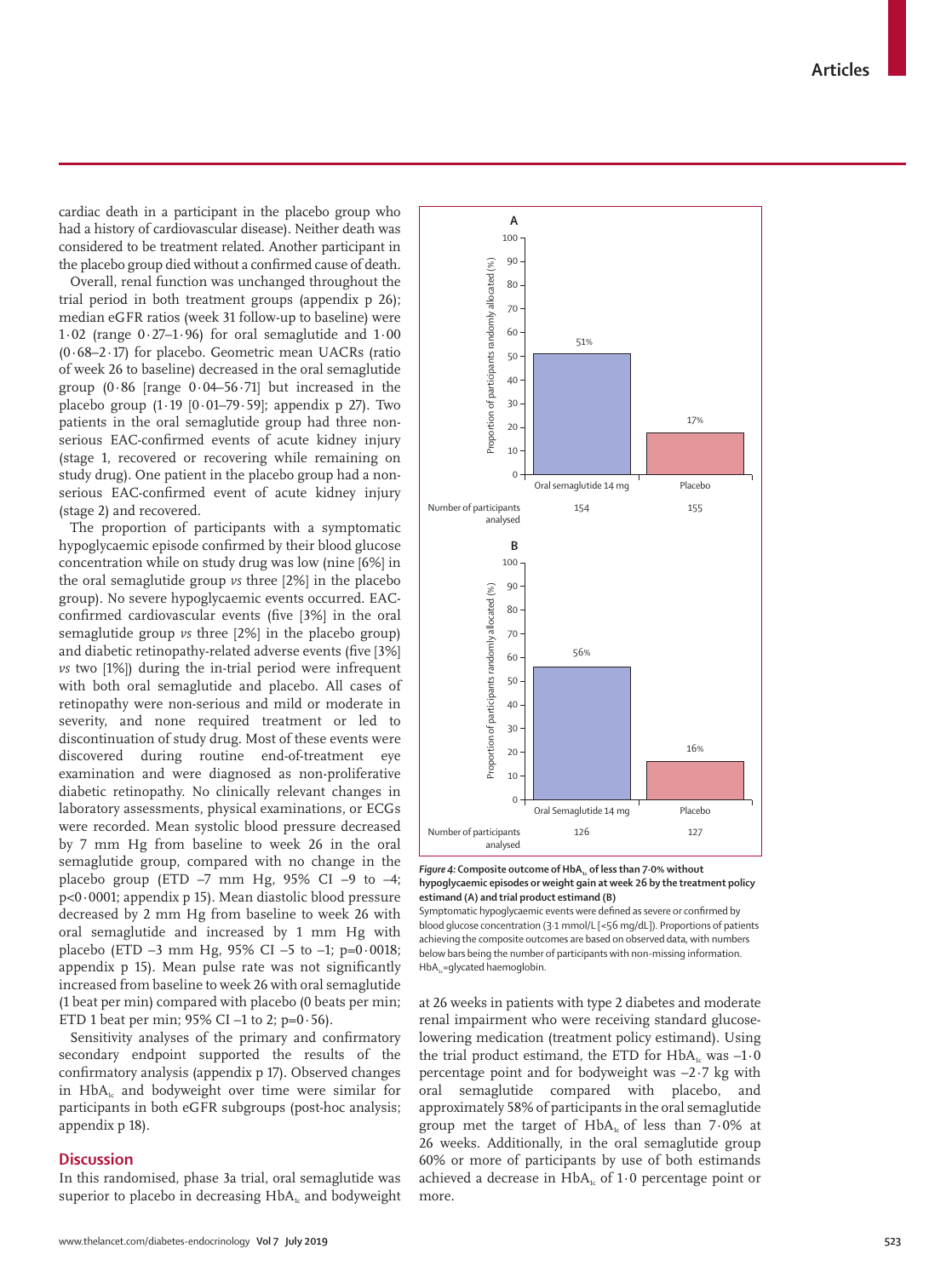cardiac death in a participant in the placebo group who had a history of cardiovascular disease). Neither death was considered to be treatment related. Another participant in the placebo group died without a confirmed cause of death.

Overall, renal function was unchanged throughout the trial period in both treatment groups (appendix p 26); median eGFR ratios (week 31 follow-up to baseline) were 1·02 (range 0·27–1·96) for oral semaglutide and 1·00 (0·68–2·17) for placebo. Geometric mean UACRs (ratio of week 26 to baseline) decreased in the oral semaglutide group (0·86 [range 0·04–56·71] but increased in the placebo group (1·19 [0·01–79·59]; appendix p 27). Two patients in the oral semaglutide group had three non-serious EAC-confirmed events of acute kidney injury (stage 1, recovered or recovering while remaining on study drug). One patient in the placebo group had a non-serious EAC-confirmed event of acute kidney injury (stage 2) and recovered.

The proportion of participants with a symptomatic hypoglycaemic episode confirmed by their blood glucose concentration while on study drug was low (nine [6%] in the oral semaglutide group *vs* three [2%] in the placebo group). No severe hypoglycaemic events occurred. EAC-confirmed cardiovascular events (five [3%] in the oral semaglutide group *vs* three [2%] in the placebo group) and diabetic retinopathy-related adverse events (five [3%] *vs* two [1%]) during the in-trial period were infrequent with both oral semaglutide and placebo. All cases of retinopathy were non-serious and mild or moderate in severity, and none required treatment or led to discontinuation of study drug. Most of these events were discovered during routine end-of-treatment eye examination and were diagnosed as non-proliferative diabetic retinopathy. No clinically relevant changes in laboratory assessments, physical examinations, or ECGs were recorded. Mean systolic blood pressure decreased by 7 mm Hg from baseline to week 26 in the oral semaglutide group, compared with no change in the placebo group (ETD –7 mm Hg, 95% CI –9 to –4; p<0·0001; appendix p 15). Mean diastolic blood pressure decreased by 2 mm Hg from baseline to week 26 with oral semaglutide and increased by 1 mm Hg with placebo (ETD –3 mm Hg, 95% CI –5 to –1; p=0·0018; appendix p 15). Mean pulse rate was not significantly increased from baseline to week 26 with oral semaglutide (1 beat per min) compared with placebo (0 beats per min; ETD 1 beat per min; 95% CI –1 to 2; p=0·56).

Sensitivity analyses of the primary and confirmatory secondary endpoint supported the results of the confirmatory analysis (appendix p 17). Observed changes in $HbA_{1c}$ and bodyweight over time were similar for participants in both eGFR subgroups (post-hoc analysis; appendix p 18).

A
Proportion of participants randomly allocated (%)
100
90
80
70
60
50
40
30
20
10
0
51%
17%
Oral semaglutide 14 mg
Placebo
Number of participants analysed
154
155

B
Proportion of participants randomly allocated (%)
100
90
80
70
60
50
40
30
20
10
0
56%
16%
Oral Semaglutide 14 mg
Placebo
Number of participants analysed
126
127

***Figure 4:* Composite outcome of $HbA_{1c}$ of less than 7·0% without hypoglycaemic episodes or weight gain at week 26 by the treatment policy estimand (A) and trial product estimand (B)**

Symptomatic hypoglycaemic events were defined as severe or confirmed by blood glucose concentration (3·1 mmol/L [<56 mg/dL]). Proportions of patients achieving the composite outcomes are based on observed data, with numbers below bars being the number of participants with non-missing information. $HbA_{1c}$=glycated haemoglobin.

## Discussion

In this randomised, phase 3a trial, oral semaglutide was superior to placebo in decreasing $HbA_{1c}$ and bodyweight at 26 weeks in patients with type 2 diabetes and moderate renal impairment who were receiving standard glucose-lowering medication (treatment policy estimand). Using the trial product estimand, the ETD for $HbA_{1c}$ was –1·0 percentage point and for bodyweight was –2·7 kg with oral semaglutide compared with placebo, and approximately 58% of participants in the oral semaglutide group met the target of $HbA_{1c}$ of less than 7·0% at 26 weeks. Additionally, in the oral semaglutide group 60% or more of participants by use of both estimands achieved a decrease in $HbA_{1c}$ of 1·0 percentage point or more.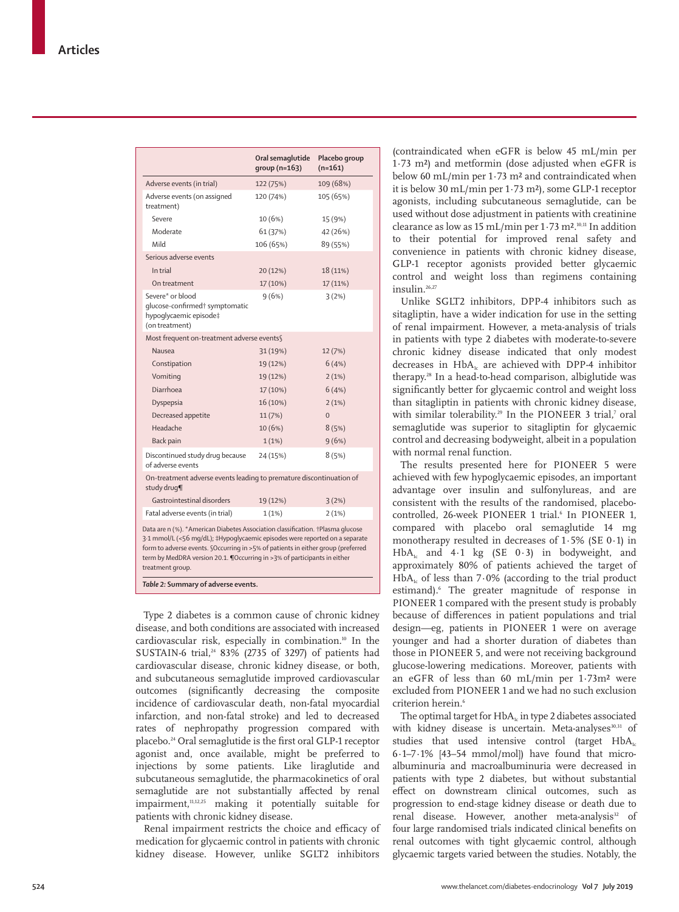| | Oral semaglutide group (n=163) | Placebo group (n=161) |
|---|---|---|
| Adverse events (in trial) | 122 (75%) | 109 (68%) |
| Adverse events (on assigned treatment) | 120 (74%) | 105 (65%) |
| Severe | 10 (6%) | 15 (9%) |
| Moderate | 61 (37%) | 42 (26%) |
| Mild | 106 (65%) | 89 (55%) |
| Serious adverse events | | |
| In trial | 20 (12%) | 18 (11%) |
| On treatment | 17 (10%) | 17 (11%) |
| Severe* or blood glucose-confirmed† symptomatic hypoglycaemic episode‡ (on treatment) | 9 (6%) | 3 (2%) |
| Most frequent on-treatment adverse events§ | | |
| Nausea | 31 (19%) | 12 (7%) |
| Constipation | 19 (12%) | 6 (4%) |
| Vomiting | 19 (12%) | 2 (1%) |
| Diarrhoea | 17 (10%) | 6 (4%) |
| Dyspepsia | 16 (10%) | 2 (1%) |
| Decreased appetite | 11 (7%) | 0 |
| Headache | 10 (6%) | 8 (5%) |
| Back pain | 1 (1%) | 9 (6%) |
| Discontinued study drug because of adverse events | 24 (15%) | 8 (5%) |
| On-treatment adverse events leading to premature discontinuation of study drug¶ | | |
| Gastrointestinal disorders | 19 (12%) | 3 (2%) |
| Fatal adverse events (in trial) | 1 (1%) | 2 (1%) |

Data are n (%). *American Diabetes Association classification. †Plasma glucose 3·1 mmol/L (<56 mg/dL); ‡Hypoglycaemic episodes were reported on a separate form to adverse events. §Occurring in >5% of patients in either group (preferred term by MedDRA version 20.1. ¶Occurring in >3% of participants in either treatment group.

*Table 2:* **Summary of adverse events.**

Type 2 diabetes is a common cause of chronic kidney disease, and both conditions are associated with increased cardiovascular risk, especially in combination.[10] In the SUSTAIN-6 trial,[24] 83% (2735 of 3297) of patients had cardiovascular disease, chronic kidney disease, or both, and subcutaneous semaglutide improved cardiovascular outcomes (significantly decreasing the composite incidence of cardiovascular death, non-fatal myocardial infarction, and non-fatal stroke) and led to decreased rates of nephropathy progression compared with placebo.[24] Oral semaglutide is the first oral GLP-1 receptor agonist and, once available, might be preferred to injections by some patients. Like liraglutide and subcutaneous semaglutide, the pharmacokinetics of oral semaglutide are not substantially affected by renal impairment,[11,12,25] making it potentially suitable for patients with chronic kidney disease.

Renal impairment restricts the choice and efficacy of medication for glycaemic control in patients with chronic kidney disease. However, unlike SGLT2 inhibitors (contraindicated when eGFR is below 45 mL/min per 1·73 m²) and metformin (dose adjusted when eGFR is below 60 mL/min per 1·73 m² and contraindicated when it is below 30 mL/min per 1·73 m²), some GLP-1 receptor agonists, including subcutaneous semaglutide, can be used without dose adjustment in patients with creatinine clearance as low as 15 mL/min per 1·73 m².[10,11] In addition to their potential for improved renal safety and convenience in patients with chronic kidney disease, GLP-1 receptor agonists provided better glycaemic control and weight loss than regimens containing insulin.[26,27]

Unlike SGLT2 inhibitors, DPP-4 inhibitors such as sitagliptin, have a wider indication for use in the setting of renal impairment. However, a meta-analysis of trials in patients with type 2 diabetes with moderate-to-severe chronic kidney disease indicated that only modest decreases in $HbA_{1c}$ are achieved with DPP-4 inhibitor therapy.[28] In a head-to-head comparison, albiglutide was significantly better for glycaemic control and weight loss than sitagliptin in patients with chronic kidney disease, with similar tolerability.[29] In the PIONEER 3 trial,[7] oral semaglutide was superior to sitagliptin for glycaemic control and decreasing bodyweight, albeit in a population with normal renal function.

The results presented here for PIONEER 5 were achieved with few hypoglycaemic episodes, an important advantage over insulin and sulfonylureas, and are consistent with the results of the randomised, placebo-controlled, 26-week PIONEER 1 trial.[6] In PIONEER 1, compared with placebo oral semaglutide 14 mg monotherapy resulted in decreases of 1·5% (SE 0·1) in $HbA_{1c}$ and 4·1 kg (SE 0·3) in bodyweight, and approximately 80% of patients achieved the target of $HbA_{1c}$ of less than 7·0% (according to the trial product estimand).[6] The greater magnitude of response in PIONEER 1 compared with the present study is probably because of differences in patient populations and trial design—eg, patients in PIONEER 1 were on average younger and had a shorter duration of diabetes than those in PIONEER 5, and were not receiving background glucose-lowering medications. Moreover, patients with an eGFR of less than 60 mL/min per 1·73m² were excluded from PIONEER 1 and we had no such exclusion criterion herein.[6]

The optimal target for $HbA_{1c}$ in type 2 diabetes associated with kidney disease is uncertain. Meta-analyses[30,31] of studies that used intensive control (target $HbA_{1c}$ 6·1–7·1% [43–54 mmol/mol]) have found that micro-albuminuria and macroalbuminuria were decreased in patients with type 2 diabetes, but without substantial effect on downstream clinical outcomes, such as progression to end-stage kidney disease or death due to renal disease. However, another meta-analysis[32] of four large randomised trials indicated clinical benefits on renal outcomes with tight glycaemic control, although glycaemic targets varied between the studies. Notably, the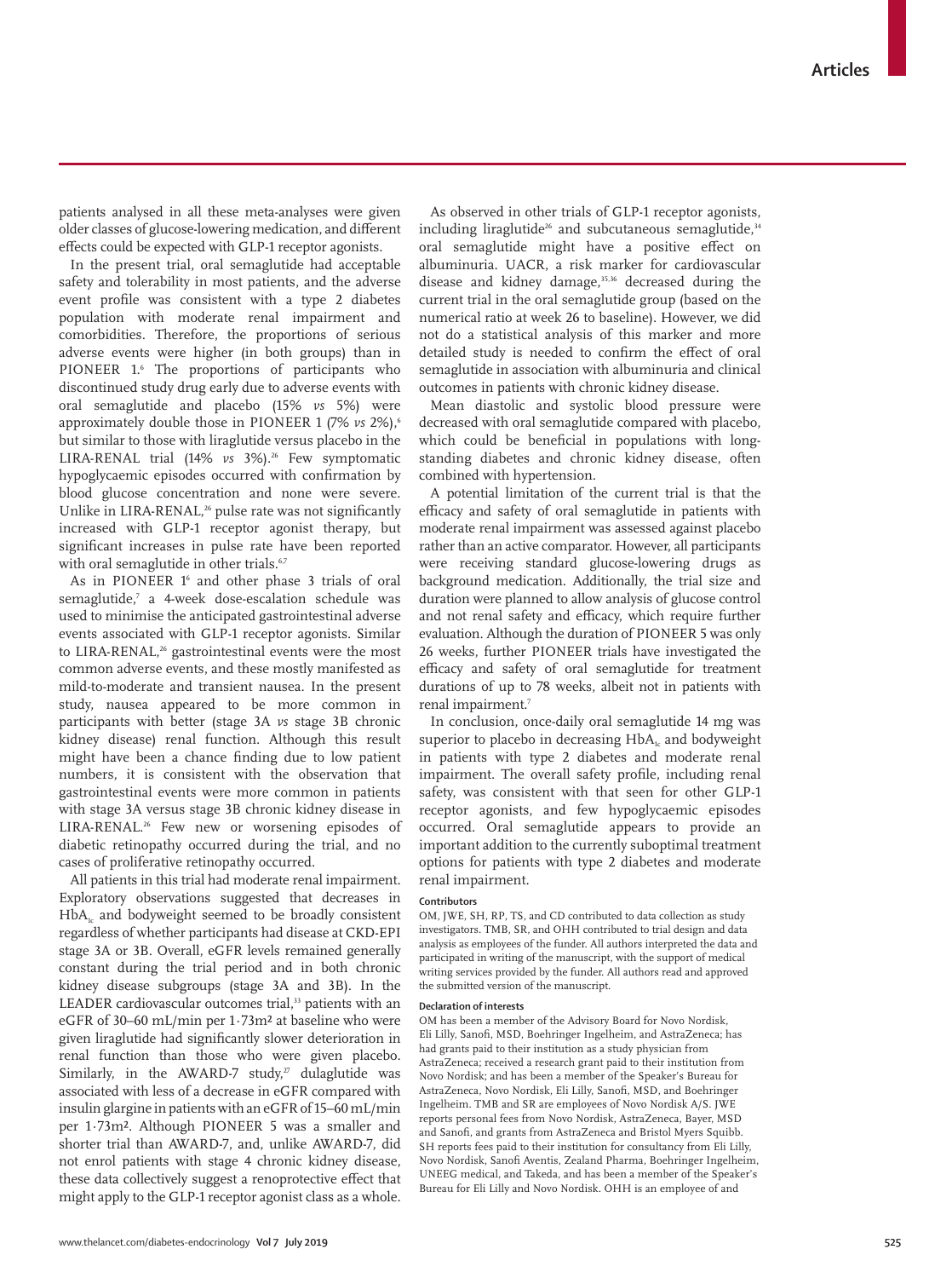patients analysed in all these meta-analyses were given older classes of glucose-lowering medication, and different effects could be expected with GLP-1 receptor agonists.

In the present trial, oral semaglutide had acceptable safety and tolerability in most patients, and the adverse event profile was consistent with a type 2 diabetes population with moderate renal impairment and comorbidities. Therefore, the proportions of serious adverse events were higher (in both groups) than in PIONEER 1.[6] The proportions of participants who discontinued study drug early due to adverse events with oral semaglutide and placebo (15% *vs* 5%) were approximately double those in PIONEER 1 (7% *vs* 2%),[6] but similar to those with liraglutide versus placebo in the LIRA-RENAL trial (14% *vs* 3%).[26] Few symptomatic hypoglycaemic episodes occurred with confirmation by blood glucose concentration and none were severe. Unlike in LIRA-RENAL,[26] pulse rate was not significantly increased with GLP-1 receptor agonist therapy, but significant increases in pulse rate have been reported with oral semaglutide in other trials.[6,7]

As in PIONEER 1[6] and other phase 3 trials of oral semaglutide,[7] a 4-week dose-escalation schedule was used to minimise the anticipated gastrointestinal adverse events associated with GLP-1 receptor agonists. Similar to LIRA-RENAL,[26] gastrointestinal events were the most common adverse events, and these mostly manifested as mild-to-moderate and transient nausea. In the present study, nausea appeared to be more common in participants with better (stage 3A *vs* stage 3B chronic kidney disease) renal function. Although this result might have been a chance finding due to low patient numbers, it is consistent with the observation that gastrointestinal events were more common in patients with stage 3A versus stage 3B chronic kidney disease in LIRA-RENAL.[26] Few new or worsening episodes of diabetic retinopathy occurred during the trial, and no cases of proliferative retinopathy occurred.

All patients in this trial had moderate renal impairment. Exploratory observations suggested that decreases in $HbA_{1c}$ and bodyweight seemed to be broadly consistent regardless of whether participants had disease at CKD-EPI stage 3A or 3B. Overall, eGFR levels remained generally constant during the trial period and in both chronic kidney disease subgroups (stage 3A and 3B). In the LEADER cardiovascular outcomes trial,[33] patients with an eGFR of 30–60 mL/min per 1·73m² at baseline who were given liraglutide had significantly slower deterioration in renal function than those who were given placebo. Similarly, in the AWARD-7 study,[27] dulaglutide was associated with less of a decrease in eGFR compared with insulin glargine in patients with an eGFR of 15–60 mL/min per 1·73m². Although PIONEER 5 was a smaller and shorter trial than AWARD-7, and, unlike AWARD-7, did not enrol patients with stage 4 chronic kidney disease, these data collectively suggest a renoprotective effect that might apply to the GLP-1 receptor agonist class as a whole.

As observed in other trials of GLP-1 receptor agonists, including liraglutide[26] and subcutaneous semaglutide,[34] oral semaglutide might have a positive effect on albuminuria. UACR, a risk marker for cardiovascular disease and kidney damage,[35,36] decreased during the current trial in the oral semaglutide group (based on the numerical ratio at week 26 to baseline). However, we did not do a statistical analysis of this marker and more detailed study is needed to confirm the effect of oral semaglutide in association with albuminuria and clinical outcomes in patients with chronic kidney disease.

Mean diastolic and systolic blood pressure were decreased with oral semaglutide compared with placebo, which could be beneficial in populations with long-standing diabetes and chronic kidney disease, often combined with hypertension.

A potential limitation of the current trial is that the efficacy and safety of oral semaglutide in patients with moderate renal impairment was assessed against placebo rather than an active comparator. However, all participants were receiving standard glucose-lowering drugs as background medication. Additionally, the trial size and duration were planned to allow analysis of glucose control and not renal safety and efficacy, which require further evaluation. Although the duration of PIONEER 5 was only 26 weeks, further PIONEER trials have investigated the efficacy and safety of oral semaglutide for treatment durations of up to 78 weeks, albeit not in patients with renal impairment.[7]

In conclusion, once-daily oral semaglutide 14 mg was superior to placebo in decreasing $HbA_{1c}$ and bodyweight in patients with type 2 diabetes and moderate renal impairment. The overall safety profile, including renal safety, was consistent with that seen for other GLP-1 receptor agonists, and few hypoglycaemic episodes occurred. Oral semaglutide appears to provide an important addition to the currently suboptimal treatment options for patients with type 2 diabetes and moderate renal impairment.

#### Contributors

OM, JWE, SH, RP, TS, and CD contributed to data collection as study investigators. TMB, SR, and OHH contributed to trial design and data analysis as employees of the funder. All authors interpreted the data and participated in writing of the manuscript, with the support of medical writing services provided by the funder. All authors read and approved the submitted version of the manuscript.

#### Declaration of interests

OM has been a member of the Advisory Board for Novo Nordisk, Eli Lilly, Sanofi, MSD, Boehringer Ingelheim, and AstraZeneca; has had grants paid to their institution as a study physician from AstraZeneca; received a research grant paid to their institution from Novo Nordisk; and has been a member of the Speaker's Bureau for AstraZeneca, Novo Nordisk, Eli Lilly, Sanofi, MSD, and Boehringer Ingelheim. TMB and SR are employees of Novo Nordisk A/S. JWE reports personal fees from Novo Nordisk, AstraZeneca, Bayer, MSD and Sanofi, and grants from AstraZeneca and Bristol Myers Squibb. SH reports fees paid to their institution for consultancy from Eli Lilly, Novo Nordisk, Sanofi Aventis, Zealand Pharma, Boehringer Ingelheim, UNEEG medical, and Takeda, and has been a member of the Speaker's Bureau for Eli Lilly and Novo Nordisk. OHH is an employee of and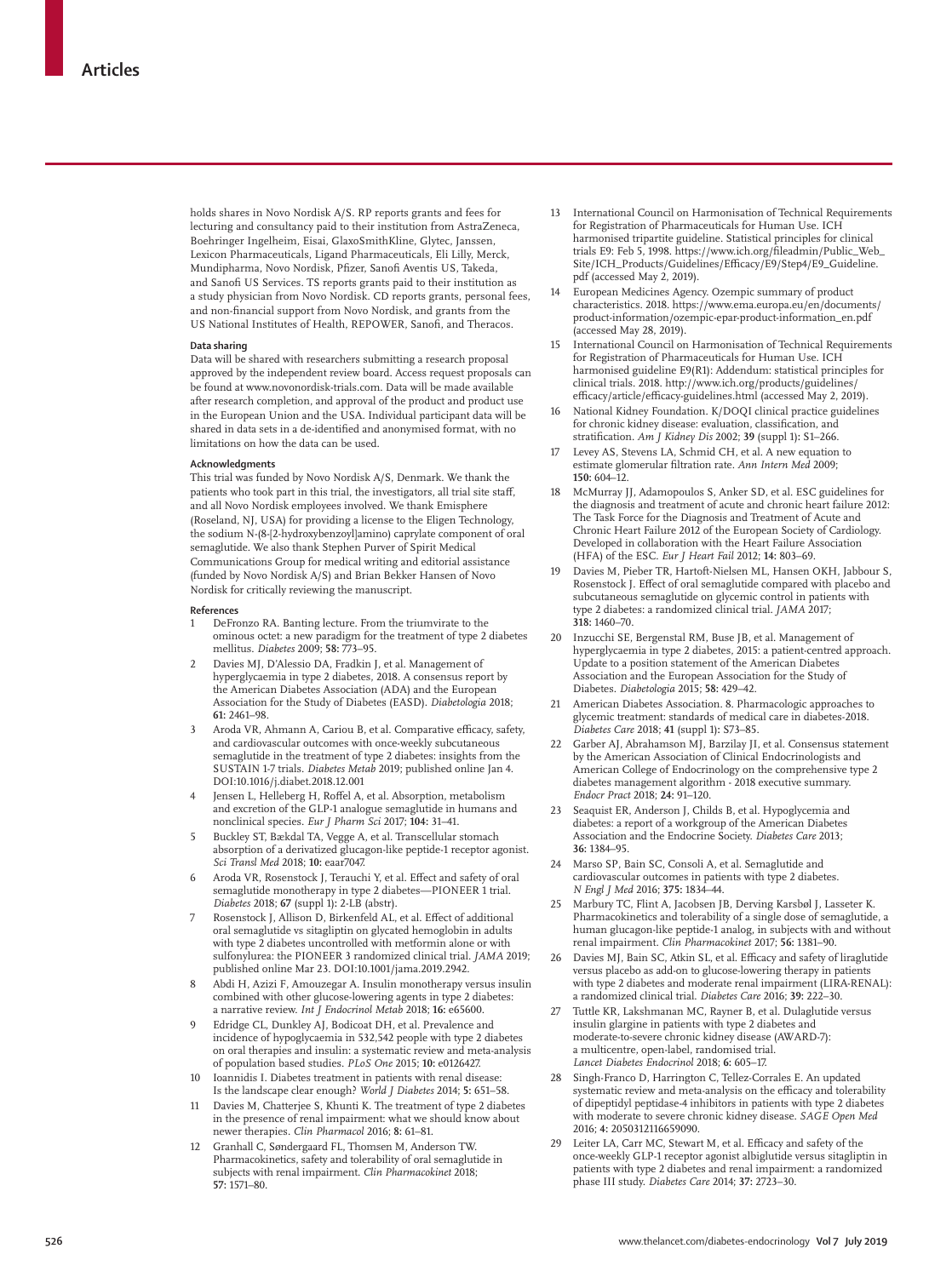holds shares in Novo Nordisk A/S. RP reports grants and fees for lecturing and consultancy paid to their institution from AstraZeneca, Boehringer Ingelheim, Eisai, GlaxoSmithKline, Glytec, Janssen, Lexicon Pharmaceuticals, Ligand Pharmaceuticals, Eli Lilly, Merck, Mundipharma, Novo Nordisk, Pfizer, Sanofi Aventis US, Takeda, and Sanofi US Services. TS reports grants paid to their institution as a study physician from Novo Nordisk. CD reports grants, personal fees, and non-financial support from Novo Nordisk, and grants from the US National Institutes of Health, REPOWER, Sanofi, and Theracos.

#### Data sharing

Data will be shared with researchers submitting a research proposal approved by the independent review board. Access request proposals can be found at www.novonordisk-trials.com. Data will be made available after research completion, and approval of the product and product use in the European Union and the USA. Individual participant data will be shared in data sets in a de-identified and anonymised format, with no limitations on how the data can be used.

#### Acknowledgments

This trial was funded by Novo Nordisk A/S, Denmark. We thank the patients who took part in this trial, the investigators, all trial site staff, and all Novo Nordisk employees involved. We thank Emisphere (Roseland, NJ, USA) for providing a license to the Eligen Technology, the sodium N-(8-[2-hydroxybenzoyl]amino) caprylate component of oral semaglutide. We also thank Stephen Purver of Spirit Medical Communications Group for medical writing and editorial assistance (funded by Novo Nordisk A/S) and Brian Bekker Hansen of Novo Nordisk for critically reviewing the manuscript.

#### References

1. DeFronzo RA. Banting lecture. From the triumvirate to the ominous octet: a new paradigm for the treatment of type 2 diabetes mellitus. *Diabetes* 2009; **58:** 773–95.
2. Davies MJ, D'Alessio DA, Fradkin J, et al. Management of hyperglycaemia in type 2 diabetes, 2018. A consensus report by the American Diabetes Association (ADA) and the European Association for the Study of Diabetes (EASD). *Diabetologia* 2018; **61:** 2461–98.
3. Aroda VR, Ahmann A, Cariou B, et al. Comparative efficacy, safety, and cardiovascular outcomes with once-weekly subcutaneous semaglutide in the treatment of type 2 diabetes: insights from the SUSTAIN 1-7 trials. *Diabetes Metab* 2019; published online Jan 4. DOI:10.1016/j.diabet.2018.12.001
4. Jensen L, Helleberg H, Roffel A, et al. Absorption, metabolism and excretion of the GLP-1 analogue semaglutide in humans and nonclinical species. *Eur J Pharm Sci* 2017; **104:** 31–41.
5. Buckley ST, Bækdal TA, Vegge A, et al. Transcellular stomach absorption of a derivatized glucagon-like peptide-1 receptor agonist. *Sci Transl Med* 2018; **10:** eaar7047.
6. Aroda VR, Rosenstock J, Terauchi Y, et al. Effect and safety of oral semaglutide monotherapy in type 2 diabetes—PIONEER 1 trial. *Diabetes* 2018; **67** (suppl 1)**:** 2-LB (abstr).
7. Rosenstock J, Allison D, Birkenfeld AL, et al. Effect of additional oral semaglutide vs sitagliptin on glycated hemoglobin in adults with type 2 diabetes uncontrolled with metformin alone or with sulfonylurea: the PIONEER 3 randomized clinical trial. *JAMA* 2019; published online Mar 23. DOI:10.1001/jama.2019.2942.
8. Abdi H, Azizi F, Amouzegar A. Insulin monotherapy versus insulin combined with other glucose-lowering agents in type 2 diabetes: a narrative review. *Int J Endocrinol Metab* 2018; **16:** e65600.
9. Edridge CL, Dunkley AJ, Bodicoat DH, et al. Prevalence and incidence of hypoglycaemia in 532,542 people with type 2 diabetes on oral therapies and insulin: a systematic review and meta-analysis of population based studies. *PLoS One* 2015; **10:** e0126427.
10. Ioannidis I. Diabetes treatment in patients with renal disease: Is the landscape clear enough? *World J Diabetes* 2014; **5:** 651–58.
11. Davies M, Chatterjee S, Khunti K. The treatment of type 2 diabetes in the presence of renal impairment: what we should know about newer therapies. *Clin Pharmacol* 2016; **8:** 61–81.
12. Granhall C, Søndergaard FL, Thomsen M, Anderson TW. Pharmacokinetics, safety and tolerability of oral semaglutide in subjects with renal impairment. *Clin Pharmacokinet* 2018; **57:** 1571–80.
13. International Council on Harmonisation of Technical Requirements for Registration of Pharmaceuticals for Human Use. ICH harmonised tripartite guideline. Statistical principles for clinical trials E9: Feb 5, 1998. https://www.ich.org/fileadmin/Public_Web_Site/ICH_Products/Guidelines/Efficacy/E9/Step4/E9_Guideline.pdf (accessed May 2, 2019).
14. European Medicines Agency. Ozempic summary of product characteristics. 2018. https://www.ema.europa.eu/en/documents/product-information/ozempic-epar-product-information_en.pdf (accessed May 28, 2019).
15. International Council on Harmonisation of Technical Requirements for Registration of Pharmaceuticals for Human Use. ICH harmonised guideline E9(R1): Addendum: statistical principles for clinical trials. 2018. http://www.ich.org/products/guidelines/efficacy/article/efficacy-guidelines.html (accessed May 2, 2019).
16. National Kidney Foundation. K/DOQI clinical practice guidelines for chronic kidney disease: evaluation, classification, and stratification. *Am J Kidney Dis* 2002; **39** (suppl 1)**:** S1–266.
17. Levey AS, Stevens LA, Schmid CH, et al. A new equation to estimate glomerular filtration rate. *Ann Intern Med* 2009; **150:** 604–12.
18. McMurray JJ, Adamopoulos S, Anker SD, et al. ESC guidelines for the diagnosis and treatment of acute and chronic heart failure 2012: The Task Force for the Diagnosis and Treatment of Acute and Chronic Heart Failure 2012 of the European Society of Cardiology. Developed in collaboration with the Heart Failure Association (HFA) of the ESC. *Eur J Heart Fail* 2012; **14:** 803–69.
19. Davies M, Pieber TR, Hartoft-Nielsen ML, Hansen OKH, Jabbour S, Rosenstock J. Effect of oral semaglutide compared with placebo and subcutaneous semaglutide on glycemic control in patients with type 2 diabetes: a randomized clinical trial. *JAMA* 2017; **318:** 1460–70.
20. Inzucchi SE, Bergenstal RM, Buse JB, et al. Management of hyperglycaemia in type 2 diabetes, 2015: a patient-centred approach. Update to a position statement of the American Diabetes Association and the European Association for the Study of Diabetes. *Diabetologia* 2015; **58:** 429–42.
21. American Diabetes Association. 8. Pharmacologic approaches to glycemic treatment: standards of medical care in diabetes-2018. *Diabetes Care* 2018; **41** (suppl 1)**:** S73–85.
22. Garber AJ, Abrahamson MJ, Barzilay JI, et al. Consensus statement by the American Association of Clinical Endocrinologists and American College of Endocrinology on the comprehensive type 2 diabetes management algorithm - 2018 executive summary. *Endocr Pract* 2018; **24:** 91–120.
23. Seaquist ER, Anderson J, Childs B, et al. Hypoglycemia and diabetes: a report of a workgroup of the American Diabetes Association and the Endocrine Society. *Diabetes Care* 2013; **36:** 1384–95.
24. Marso SP, Bain SC, Consoli A, et al. Semaglutide and cardiovascular outcomes in patients with type 2 diabetes. *N Engl J Med* 2016; **375:** 1834–44.
25. Marbury TC, Flint A, Jacobsen JB, Derving Karsbøl J, Lasseter K. Pharmacokinetics and tolerability of a single dose of semaglutide, a human glucagon-like peptide-1 analog, in subjects with and without renal impairment. *Clin Pharmacokinet* 2017; **56:** 1381–90.
26. Davies MJ, Bain SC, Atkin SL, et al. Efficacy and safety of liraglutide versus placebo as add-on to glucose-lowering therapy in patients with type 2 diabetes and moderate renal impairment (LIRA-RENAL): a randomized clinical trial. *Diabetes Care* 2016; **39:** 222–30.
27. Tuttle KR, Lakshmanan MC, Rayner B, et al. Dulaglutide versus insulin glargine in patients with type 2 diabetes and moderate-to-severe chronic kidney disease (AWARD-7): a multicentre, open-label, randomised trial. *Lancet Diabetes Endocrinol* 2018; **6:** 605–17.
28. Singh-Franco D, Harrington C, Tellez-Corrales E. An updated systematic review and meta-analysis on the efficacy and tolerability of dipeptidyl peptidase-4 inhibitors in patients with type 2 diabetes with moderate to severe chronic kidney disease. *SAGE Open Med* 2016; **4:** 2050312116659090.
29. Leiter LA, Carr MC, Stewart M, et al. Efficacy and safety of the once-weekly GLP-1 receptor agonist albiglutide versus sitagliptin in patients with type 2 diabetes and renal impairment: a randomized phase III study. *Diabetes Care* 2014; **37:** 2723–30.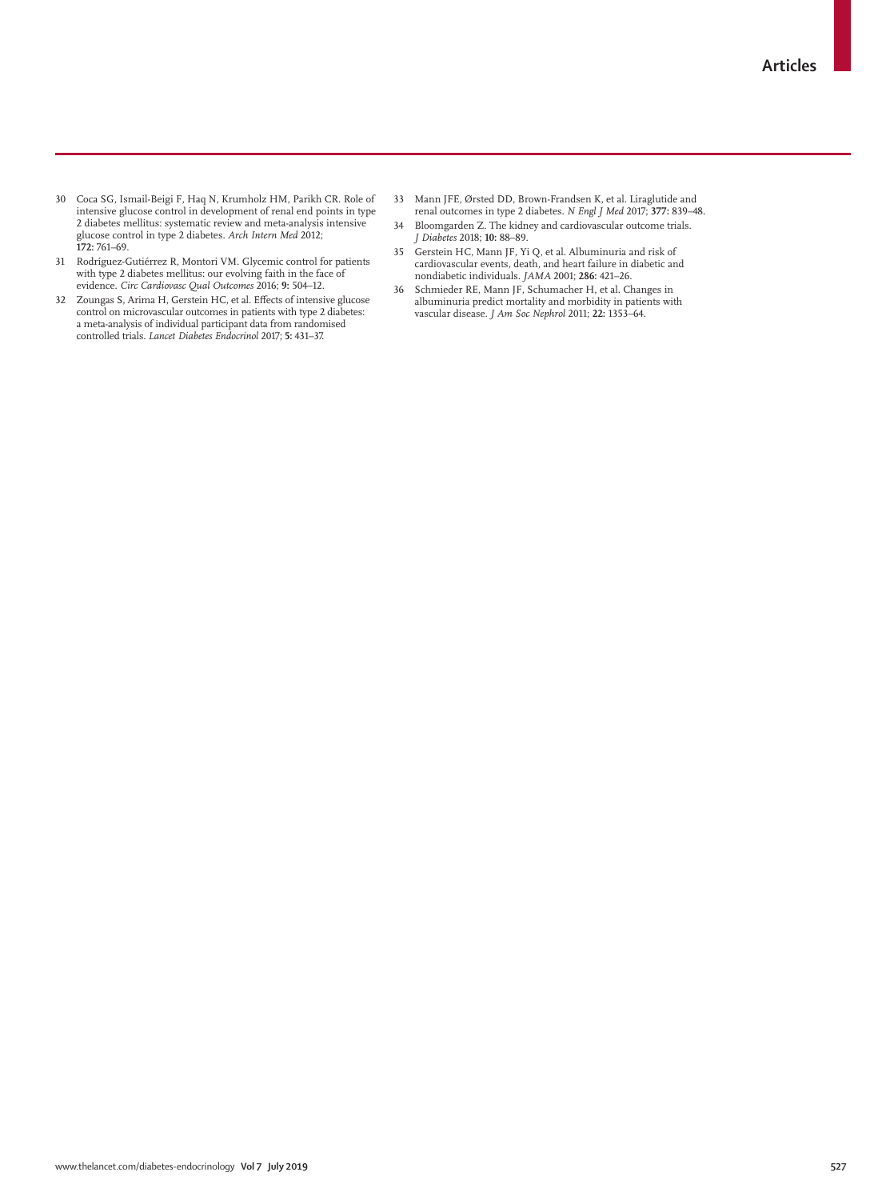30 Coca SG, Ismail-Beigi F, Haq N, Krumholz HM, Parikh CR. Role of intensive glucose control in development of renal end points in type 2 diabetes mellitus: systematic review and meta-analysis intensive glucose control in type 2 diabetes. *Arch Intern Med* 2012; **172:** 761–69.

31 Rodríguez-Gutiérrez R, Montori VM. Glycemic control for patients with type 2 diabetes mellitus: our evolving faith in the face of evidence. *Circ Cardiovasc Qual Outcomes* 2016; **9:** 504–12.

32 Zoungas S, Arima H, Gerstein HC, et al. Effects of intensive glucose control on microvascular outcomes in patients with type 2 diabetes: a meta-analysis of individual participant data from randomised controlled trials. *Lancet Diabetes Endocrinol* 2017; **5:** 431–37.

33 Mann JFE, Ørsted DD, Brown-Frandsen K, et al. Liraglutide and renal outcomes in type 2 diabetes. *N Engl J Med* 2017; **377:** 839–48.

34 Bloomgarden Z. The kidney and cardiovascular outcome trials. *J Diabetes* 2018; **10:** 88–89.

35 Gerstein HC, Mann JF, Yi Q, et al. Albuminuria and risk of cardiovascular events, death, and heart failure in diabetic and nondiabetic individuals. *JAMA* 2001; **286:** 421–26.

36 Schmieder RE, Mann JF, Schumacher H, et al. Changes in albuminuria predict mortality and morbidity in patients with vascular disease. *J Am Soc Nephrol* 2011; **22:** 1353–64.